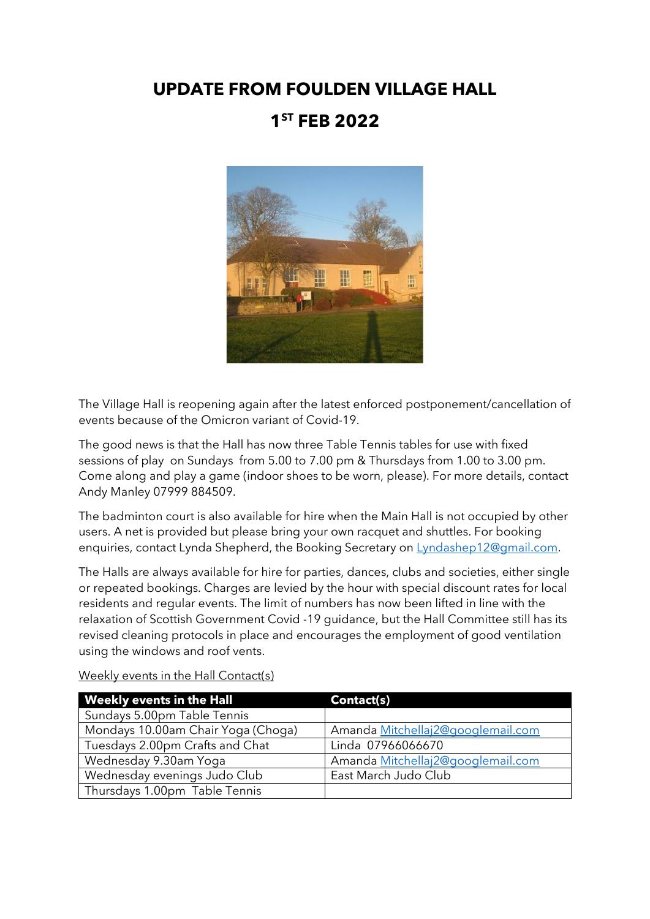# UPDATE FROM FOULDEN VILLAGE HALL

# 1ST FEB 2022

The Village Hall is reopening again after the latest enforced postponement/cancellation of events because of the Omicron variant of Covid-19.

The good news is that the Hall has now three Table Tennis tables for use with fixed sessions of play on Sundays from 5.00 to 7.00 pm & Thursdays from 1.00 to 3.00 pm. Come along and play a game (indoor shoes to be worn, please). For more details, contact Andy Manley 07999 884509.

The badminton court is also available for hire when the Main Hall is not occupied by other users. A net is provided but please bring your own racquet and shuttles. For booking enquiries, contact Lynda Shepherd, the Booking Secretary on Lyndashep12@gmail.com.

The Halls are always available for hire for parties, dances, clubs and societies, either single or repeated bookings. Charges are levied by the hour with special discount rates for local residents and regular events. The limit of numbers has now been lifted in line with the relaxation of Scottish Government Covid -19 guidance, but the Hall Committee still has its revised cleaning protocols in place and encourages the employment of good ventilation using the windows and roof vents.

Weekly events in the Hall Contact(s)

| Weekly events in the Hall | Contact(s) |
| --- | --- |
| Sundays 5.00pm Table Tennis | |
| Mondays 10.00am Chair Yoga (Choga) | Amanda Mitchellaj2@googlemail.com |
| Tuesdays 2.00pm Crafts and Chat | Linda 07966066670 |
| Wednesday 9.30am Yoga | Amanda Mitchellaj2@googlemail.com |
| Wednesday evenings Judo Club | East March Judo Club |
| Thursdays 1.00pm Table Tennis | |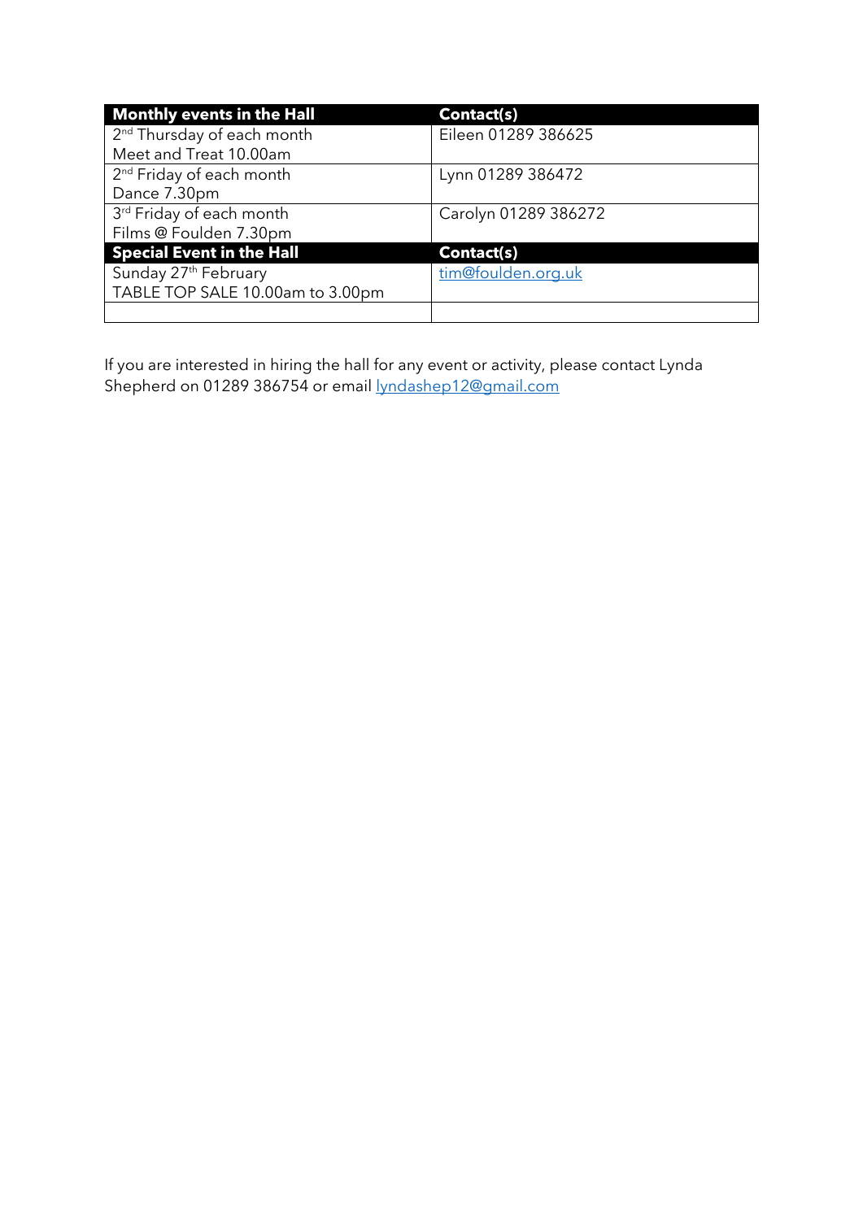| Monthly events in the Hall | Contact(s) |
| --- | --- |
| 2nd Thursday of each month<br>Meet and Treat 10.00am | Eileen 01289 386625 |
| 2nd Friday of each month<br>Dance 7.30pm | Lynn 01289 386472 |
| 3rd Friday of each month<br>Films @ Foulden 7.30pm | Carolyn 01289 386272 |
| **Special Event in the Hall** | **Contact(s)** |
| Sunday 27th February<br>TABLE TOP SALE 10.00am to 3.00pm | tim@foulden.org.uk |
| | |

If you are interested in hiring the hall for any event or activity, please contact Lynda Shepherd on 01289 386754 or email lyndashep12@gmail.com